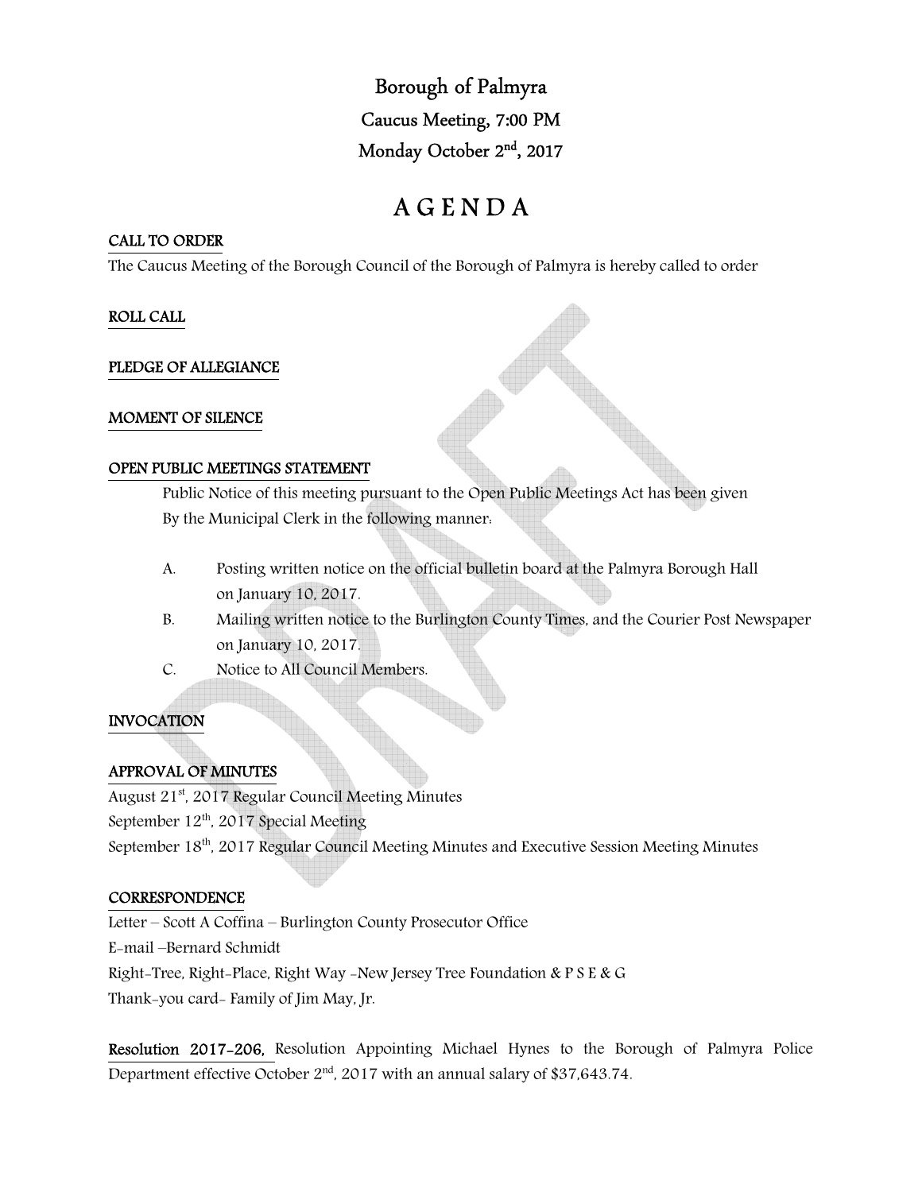# Borough of Palmyra

## Caucus Meeting, 7:00 PM

## Monday October 2nd, 2017

# A G E N D A

**CALL TO ORDER**

The Caucus Meeting of the Borough Council of the Borough of Palmyra is hereby called to order

**ROLL CALL**

**PLEDGE OF ALLEGIANCE**

**MOMENT OF SILENCE**

**OPEN PUBLIC MEETINGS STATEMENT**

Public Notice of this meeting pursuant to the Open Public Meetings Act has been given By the Municipal Clerk in the following manner:

A. Posting written notice on the official bulletin board at the Palmyra Borough Hall on January 10, 2017.

B. Mailing written notice to the Burlington County Times, and the Courier Post Newspaper on January 10, 2017.

C. Notice to All Council Members.

**INVOCATION**

**APPROVAL OF MINUTES**

August 21st, 2017 Regular Council Meeting Minutes

September 12th, 2017 Special Meeting

September 18th, 2017 Regular Council Meeting Minutes and Executive Session Meeting Minutes

**CORRESPONDENCE**

Letter – Scott A Coffina – Burlington County Prosecutor Office

E-mail –Bernard Schmidt

Right-Tree, Right-Place, Right Way -New Jersey Tree Foundation & P S E & G

Thank-you card- Family of Jim May, Jr.

**Resolution 2017-206,** Resolution Appointing Michael Hynes to the Borough of Palmyra Police Department effective October 2nd, 2017 with an annual salary of $37,643.74.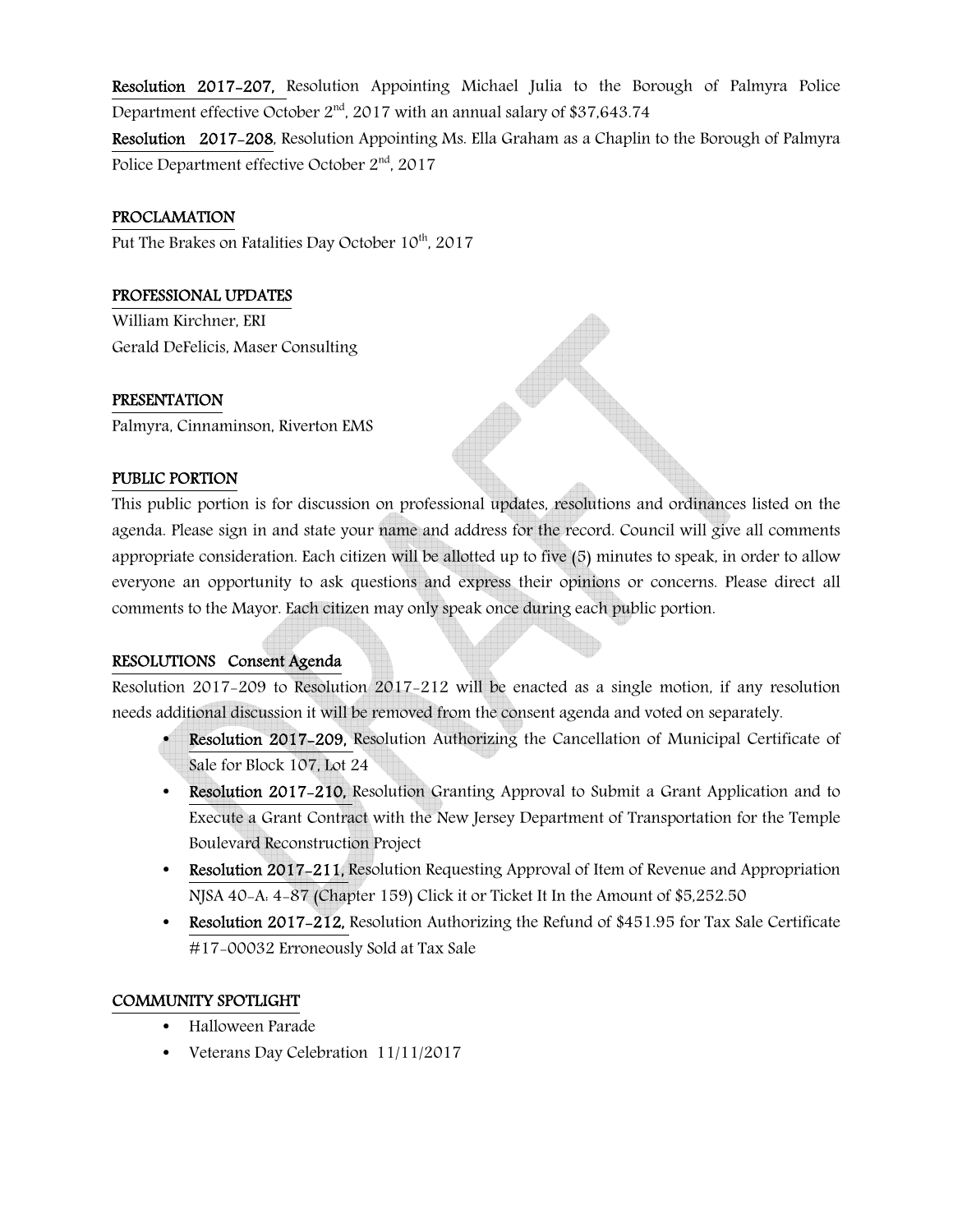**Resolution 2017-207,** Resolution Appointing Michael Julia to the Borough of Palmyra Police Department effective October 2nd, 2017 with an annual salary of $37,643.74

**Resolution 2017-208**, Resolution Appointing Ms. Ella Graham as a Chaplin to the Borough of Palmyra Police Department effective October 2nd, 2017

## PROCLAMATION

Put The Brakes on Fatalities Day October 10th, 2017

## PROFESSIONAL UPDATES

William Kirchner, ERI
Gerald DeFelicis, Maser Consulting

## PRESENTATION

Palmyra, Cinnaminson, Riverton EMS

## PUBLIC PORTION

This public portion is for discussion on professional updates, resolutions and ordinances listed on the agenda. Please sign in and state your name and address for the record. Council will give all comments appropriate consideration. Each citizen will be allotted up to five (5) minutes to speak, in order to allow everyone an opportunity to ask questions and express their opinions or concerns. Please direct all comments to the Mayor. Each citizen may only speak once during each public portion.

## RESOLUTIONS Consent Agenda

Resolution 2017-209 to Resolution 2017-212 will be enacted as a single motion, if any resolution needs additional discussion it will be removed from the consent agenda and voted on separately.

- **Resolution 2017-209,** Resolution Authorizing the Cancellation of Municipal Certificate of Sale for Block 107, Lot 24
- **Resolution 2017-210,** Resolution Granting Approval to Submit a Grant Application and to Execute a Grant Contract with the New Jersey Department of Transportation for the Temple Boulevard Reconstruction Project
- **Resolution 2017-211,** Resolution Requesting Approval of Item of Revenue and Appropriation NJSA 40-A: 4-87 (Chapter 159) Click it or Ticket It In the Amount of $5,252.50
- **Resolution 2017-212,** Resolution Authorizing the Refund of $451.95 for Tax Sale Certificate #17-00032 Erroneously Sold at Tax Sale

## COMMUNITY SPOTLIGHT

- Halloween Parade
- Veterans Day Celebration 11/11/2017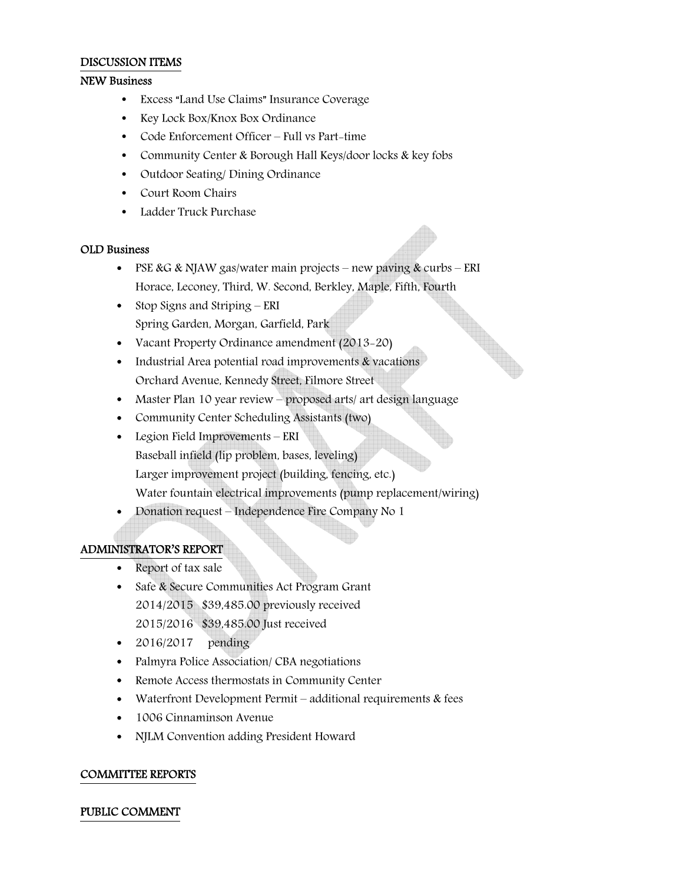## DISCUSSION ITEMS

### NEW Business

- Excess "Land Use Claims" Insurance Coverage
- Key Lock Box/Knox Box Ordinance
- Code Enforcement Officer – Full vs Part-time
- Community Center & Borough Hall Keys/door locks & key fobs
- Outdoor Seating/ Dining Ordinance
- Court Room Chairs
- Ladder Truck Purchase

### OLD Business

- PSE &G & NJAW gas/water main projects – new paving & curbs – ERI
  Horace, Leconey, Third, W. Second, Berkley, Maple, Fifth, Fourth
- Stop Signs and Striping – ERI
  Spring Garden, Morgan, Garfield, Park
- Vacant Property Ordinance amendment (2013-20)
- Industrial Area potential road improvements & vacations
  Orchard Avenue, Kennedy Street, Filmore Street
- Master Plan 10 year review – proposed arts/ art design language
- Community Center Scheduling Assistants (two)
- Legion Field Improvements – ERI
  Baseball infield (lip problem, bases, leveling)
  Larger improvement project (building, fencing, etc.)
  Water fountain electrical improvements (pump replacement/wiring)
- Donation request – Independence Fire Company No 1

## ADMINISTRATOR'S REPORT

- Report of tax sale
- Safe & Secure Communities Act Program Grant
  2014/2015 $39,485.00 previously received
  2015/2016 $39,485.00 Just received
- 2016/2017 pending
- Palmyra Police Association/ CBA negotiations
- Remote Access thermostats in Community Center
- Waterfront Development Permit – additional requirements & fees
- 1006 Cinnaminson Avenue
- NJLM Convention adding President Howard

## COMMITTEE REPORTS

## PUBLIC COMMENT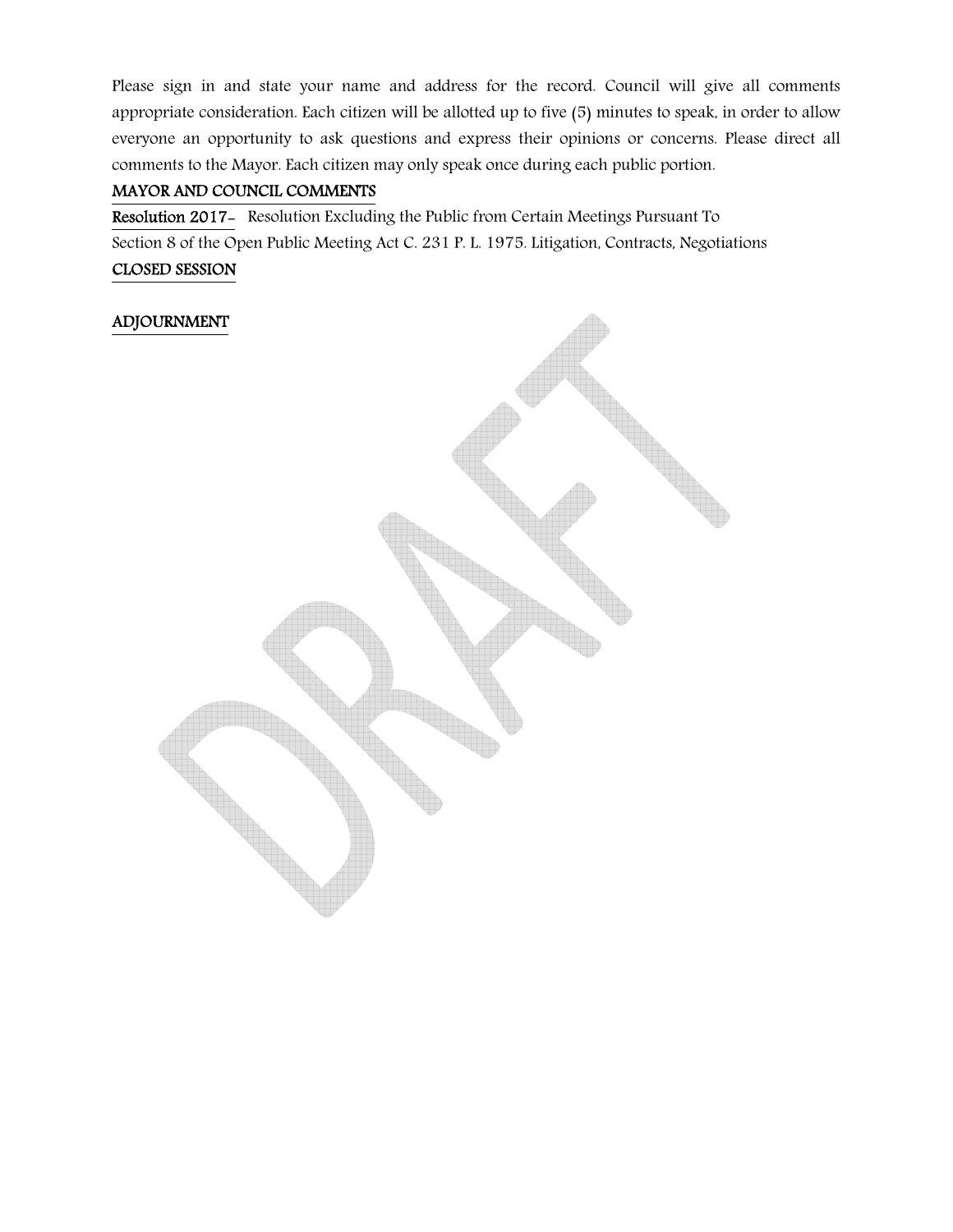Please sign in and state your name and address for the record. Council will give all comments appropriate consideration. Each citizen will be allotted up to five (5) minutes to speak, in order to allow everyone an opportunity to ask questions and express their opinions or concerns. Please direct all comments to the Mayor. Each citizen may only speak once during each public portion.

**MAYOR AND COUNCIL COMMENTS**

**Resolution 2017-** Resolution Excluding the Public from Certain Meetings Pursuant To Section 8 of the Open Public Meeting Act C. 231 P. L. 1975. Litigation, Contracts, Negotiations

**CLOSED SESSION**

**ADJOURNMENT**